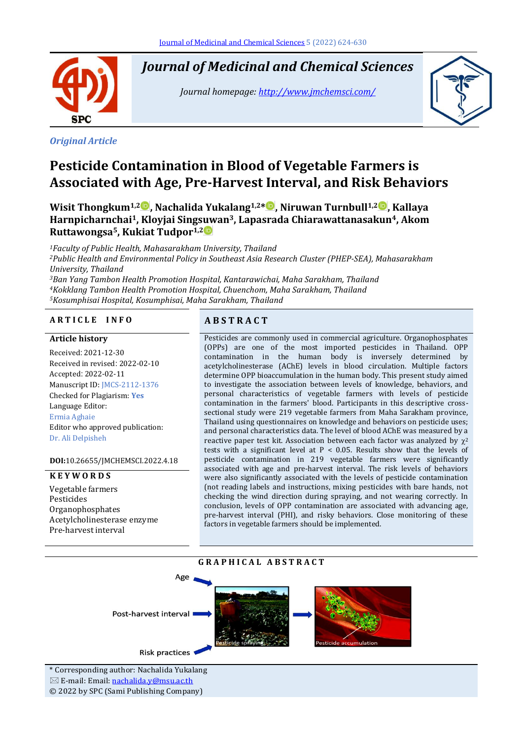Journal of Medicinal and Chemical Sciences 5 (2022) 624-630

# Journal of Medicinal and Chemical Sciences

*Journal homepage: http://www.jmchemsci.com/*

***Original Article***

# Pesticide Contamination in Blood of Vegetable Farmers is Associated with Age, Pre-Harvest Interval, and Risk Behaviors

**Wisit Thongkum[1,2], Nachalida Yukalang[1,2]\*, Niruwan Turnbull[1,2], Kallaya Harnpicharnchai[1], Kloyjai Singsuwan[3], Lapasrada Chiarawattanasakun[4], Akom Ruttawongsa[5], Kukiat Tudpor[1,2]**

[1]*Faculty of Public Health, Mahasarakham University, Thailand*
[2]*Public Health and Environmental Policy in Southeast Asia Research Cluster (PHEP-SEA), Mahasarakham University, Thailand*
[3]*Ban Yang Tambon Health Promotion Hospital, Kantarawichai, Maha Sarakham, Thailand*
[4]*Kokklang Tambon Health Promotion Hospital, Chuenchom, Maha Sarakham, Thailand*
[5]*Kosumphisai Hospital, Kosumphisai, Maha Sarakham, Thailand*

## ARTICLE INFO

**Article history**

Received: 2021-12-30
Received in revised: 2022-02-10
Accepted: 2022-02-11
Manuscript ID: JMCS-2112-1376
Checked for Plagiarism: **Yes**
Language Editor:
Ermia Aghaie
Editor who approved publication:
Dr. Ali Delpisheh

**DOI:**10.26655/JMCHEMSCI.2022.4.18

## KEYWORDS

Vegetable farmers
Pesticides
Organophosphates
Acetylcholinesterase enzyme
Pre-harvest interval

## ABSTRACT

Pesticides are commonly used in commercial agriculture. Organophosphates (OPPs) are one of the most imported pesticides in Thailand. OPP contamination in the human body is inversely determined by acetylcholinesterase (AChE) levels in blood circulation. Multiple factors determine OPP bioaccumulation in the human body. This present study aimed to investigate the association between levels of knowledge, behaviors, and personal characteristics of vegetable farmers with levels of pesticide contamination in the farmers' blood. Participants in this descriptive cross-sectional study were 219 vegetable farmers from Maha Sarakham province, Thailand using questionnaires on knowledge and behaviors on pesticide uses; and personal characteristics data. The level of blood AChE was measured by a reactive paper test kit. Association between each factor was analyzed by $\chi^2$ tests with a significant level at $P < 0.05$. Results show that the levels of pesticide contamination in 219 vegetable farmers were significantly associated with age and pre-harvest interval. The risk levels of behaviors were also significantly associated with the levels of pesticide contamination (not reading labels and instructions, mixing pesticides with bare hands, not checking the wind direction during spraying, and not wearing correctly. In conclusion, levels of OPP contamination are associated with advancing age, pre-harvest interval (PHI), and risky behaviors. Close monitoring of these factors in vegetable farmers should be implemented.

## GRAPHICAL ABSTRACT

Age
Post-harvest interval
Risk practices
Pesticide spraying
Pesticide accumulation

\* Corresponding author: Nachalida Yukalang
✉ E-mail: Email: nachalida.y@msu.ac.th
© 2022 by SPC (Sami Publishing Company)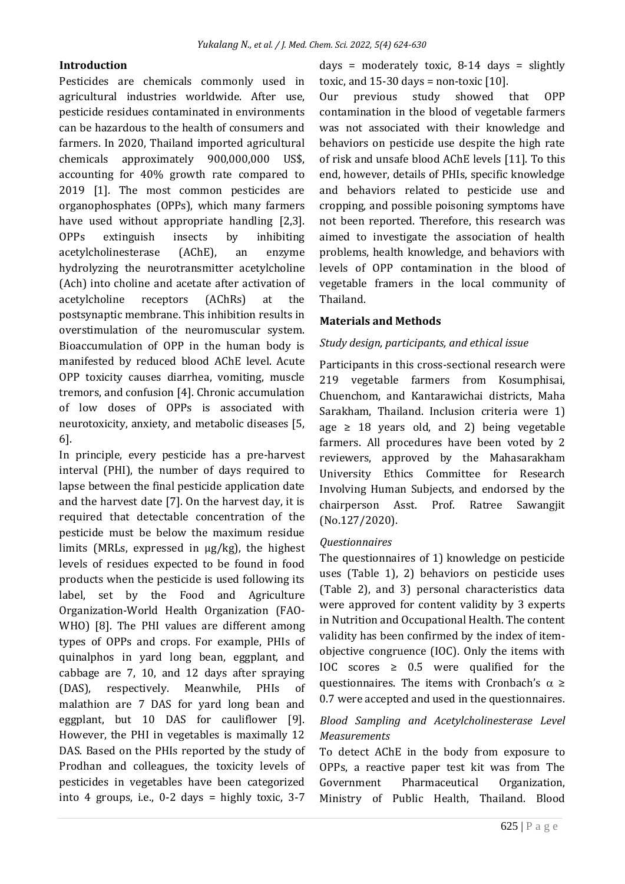## Introduction

Pesticides are chemicals commonly used in agricultural industries worldwide. After use, pesticide residues contaminated in environments can be hazardous to the health of consumers and farmers. In 2020, Thailand imported agricultural chemicals approximately 900,000,000 US$, accounting for 40% growth rate compared to 2019 [1]. The most common pesticides are organophosphates (OPPs), which many farmers have used without appropriate handling [2,3]. OPPs extinguish insects by inhibiting acetylcholinesterase (AChE), an enzyme hydrolyzing the neurotransmitter acetylcholine (Ach) into choline and acetate after activation of acetylcholine receptors (AChRs) at the postsynaptic membrane. This inhibition results in overstimulation of the neuromuscular system. Bioaccumulation of OPP in the human body is manifested by reduced blood AChE level. Acute OPP toxicity causes diarrhea, vomiting, muscle tremors, and confusion [4]. Chronic accumulation of low doses of OPPs is associated with neurotoxicity, anxiety, and metabolic diseases [5, 6].

In principle, every pesticide has a pre-harvest interval (PHI), the number of days required to lapse between the final pesticide application date and the harvest date [7]. On the harvest day, it is required that detectable concentration of the pesticide must be below the maximum residue limits (MRLs, expressed in µg/kg), the highest levels of residues expected to be found in food products when the pesticide is used following its label, set by the Food and Agriculture Organization-World Health Organization (FAO-WHO) [8]. The PHI values are different among types of OPPs and crops. For example, PHIs of quinalphos in yard long bean, eggplant, and cabbage are 7, 10, and 12 days after spraying (DAS), respectively. Meanwhile, PHIs of malathion are 7 DAS for yard long bean and eggplant, but 10 DAS for cauliflower [9]. However, the PHI in vegetables is maximally 12 DAS. Based on the PHIs reported by the study of Prodhan and colleagues, the toxicity levels of pesticides in vegetables have been categorized into 4 groups, i.e., 0-2 days = highly toxic, 3-7 days = moderately toxic, 8-14 days = slightly toxic, and 15-30 days = non-toxic [10].

Our previous study showed that OPP contamination in the blood of vegetable farmers was not associated with their knowledge and behaviors on pesticide use despite the high rate of risk and unsafe blood AChE levels [11]. To this end, however, details of PHIs, specific knowledge and behaviors related to pesticide use and cropping, and possible poisoning symptoms have not been reported. Therefore, this research was aimed to investigate the association of health problems, health knowledge, and behaviors with levels of OPP contamination in the blood of vegetable framers in the local community of Thailand.

## Materials and Methods

### *Study design, participants, and ethical issue*

Participants in this cross-sectional research were 219 vegetable farmers from Kosumphisai, Chuenchom, and Kantarawichai districts, Maha Sarakham, Thailand. Inclusion criteria were 1) age ≥ 18 years old, and 2) being vegetable farmers. All procedures have been voted by 2 reviewers, approved by the Mahasarakham University Ethics Committee for Research Involving Human Subjects, and endorsed by the chairperson Asst. Prof. Ratree Sawangjit (No.127/2020).

### *Questionnaires*

The questionnaires of 1) knowledge on pesticide uses (Table 1), 2) behaviors on pesticide uses (Table 2), and 3) personal characteristics data were approved for content validity by 3 experts in Nutrition and Occupational Health. The content validity has been confirmed by the index of item-objective congruence (IOC). Only the items with IOC scores ≥ 0.5 were qualified for the questionnaires. The items with Cronbach's $\alpha \geq 0.7$ were accepted and used in the questionnaires.

### *Blood Sampling and Acetylcholinesterase Level Measurements*

To detect AChE in the body from exposure to OPPs, a reactive paper test kit was from The Government Pharmaceutical Organization, Ministry of Public Health, Thailand. Blood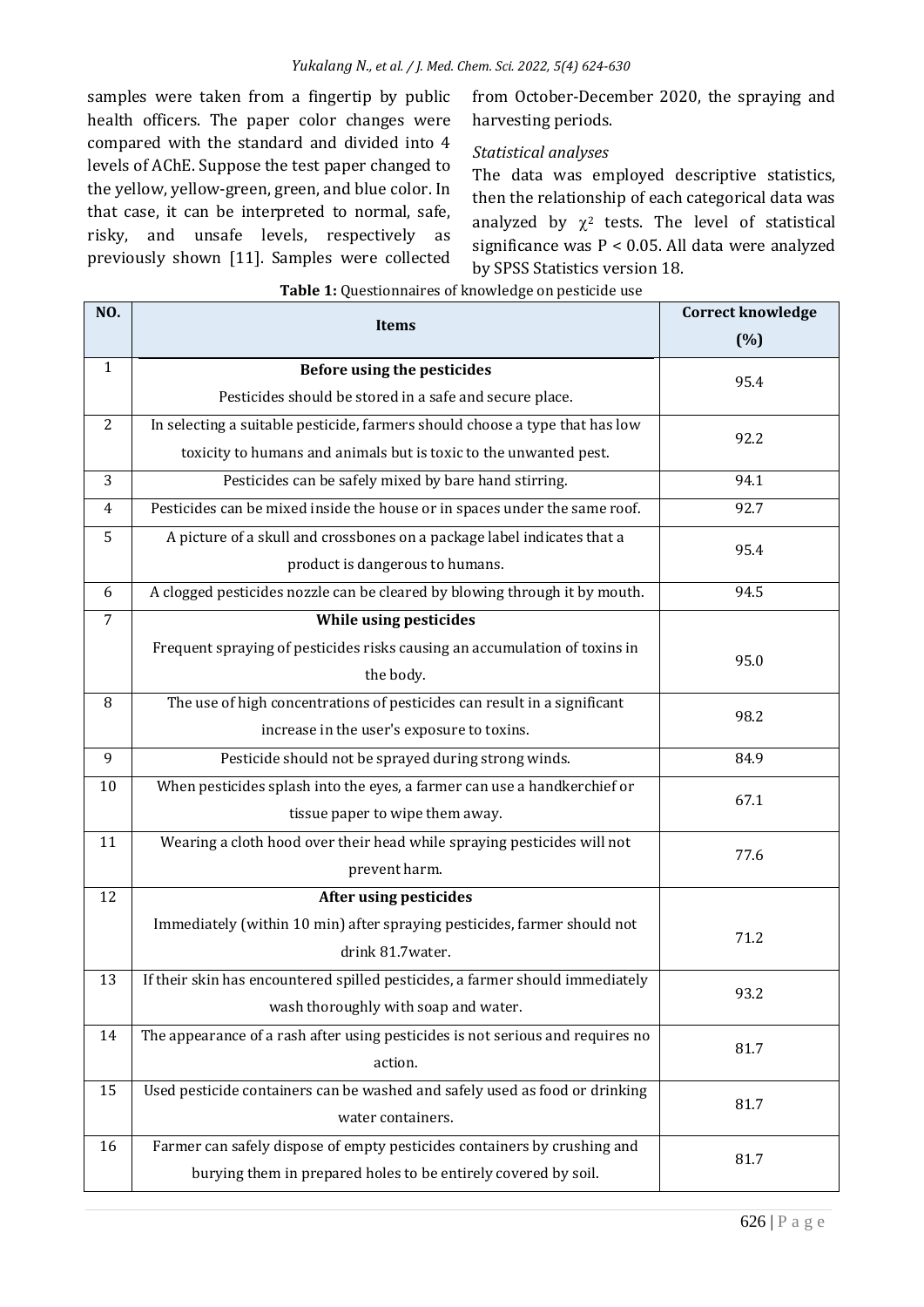samples were taken from a fingertip by public health officers. The paper color changes were compared with the standard and divided into 4 levels of AChE. Suppose the test paper changed to the yellow, yellow-green, green, and blue color. In that case, it can be interpreted to normal, safe, risky, and unsafe levels, respectively as previously shown [11]. Samples were collected from October-December 2020, the spraying and harvesting periods.

### *Statistical analyses*

The data was employed descriptive statistics, then the relationship of each categorical data was analyzed by $\chi^2$ tests. The level of statistical significance was $P < 0.05$. All data were analyzed by SPSS Statistics version 18.

**Table 1:** Questionnaires of knowledge on pesticide use

| NO. | Items | Correct knowledge (%) |
|---|---|---|
| 1 | **Before using the pesticides** Pesticides should be stored in a safe and secure place. | 95.4 |
| 2 | In selecting a suitable pesticide, farmers should choose a type that has low toxicity to humans and animals but is toxic to the unwanted pest. | 92.2 |
| 3 | Pesticides can be safely mixed by bare hand stirring. | 94.1 |
| 4 | Pesticides can be mixed inside the house or in spaces under the same roof. | 92.7 |
| 5 | A picture of a skull and crossbones on a package label indicates that a product is dangerous to humans. | 95.4 |
| 6 | A clogged pesticides nozzle can be cleared by blowing through it by mouth. | 94.5 |
| 7 | **While using pesticides** Frequent spraying of pesticides risks causing an accumulation of toxins in the body. | 95.0 |
| 8 | The use of high concentrations of pesticides can result in a significant increase in the user's exposure to toxins. | 98.2 |
| 9 | Pesticide should not be sprayed during strong winds. | 84.9 |
| 10 | When pesticides splash into the eyes, a farmer can use a handkerchief or tissue paper to wipe them away. | 67.1 |
| 11 | Wearing a cloth hood over their head while spraying pesticides will not prevent harm. | 77.6 |
| 12 | **After using pesticides** Immediately (within 10 min) after spraying pesticides, farmer should not drink 81.7water. | 71.2 |
| 13 | If their skin has encountered spilled pesticides, a farmer should immediately wash thoroughly with soap and water. | 93.2 |
| 14 | The appearance of a rash after using pesticides is not serious and requires no action. | 81.7 |
| 15 | Used pesticide containers can be washed and safely used as food or drinking water containers. | 81.7 |
| 16 | Farmer can safely dispose of empty pesticides containers by crushing and burying them in prepared holes to be entirely covered by soil. | 81.7 |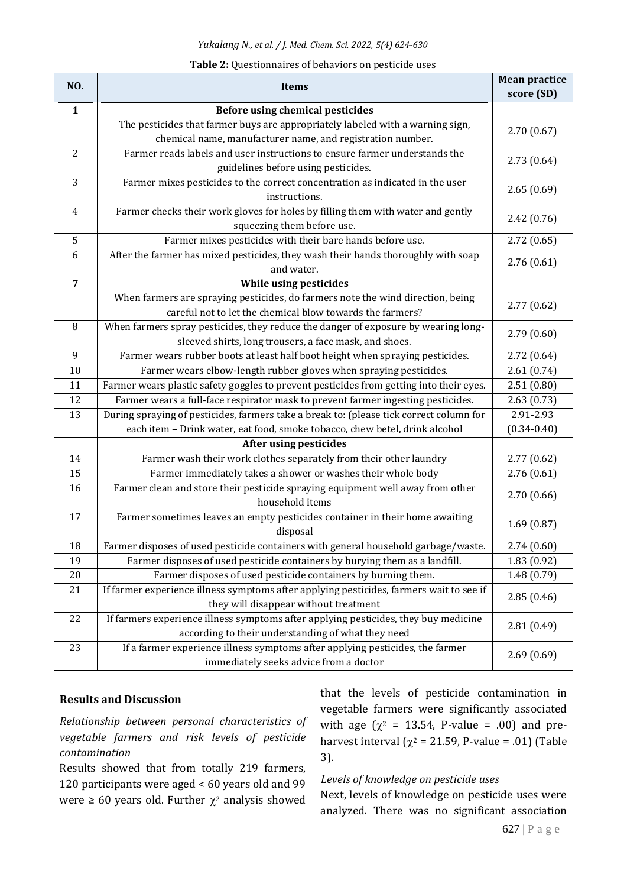**Table 2:** Questionnaires of behaviors on pesticide uses

| NO. | Items | Mean practice score (SD) |
|---|---|---|
| **1** | **Before using chemical pesticides** The pesticides that farmer buys are appropriately labeled with a warning sign, chemical name, manufacturer name, and registration number. | 2.70 (0.67) |
| 2 | Farmer reads labels and user instructions to ensure farmer understands the guidelines before using pesticides. | 2.73 (0.64) |
| 3 | Farmer mixes pesticides to the correct concentration as indicated in the user instructions. | 2.65 (0.69) |
| 4 | Farmer checks their work gloves for holes by filling them with water and gently squeezing them before use. | 2.42 (0.76) |
| 5 | Farmer mixes pesticides with their bare hands before use. | 2.72 (0.65) |
| 6 | After the farmer has mixed pesticides, they wash their hands thoroughly with soap and water. | 2.76 (0.61) |
| **7** | **While using pesticides** When farmers are spraying pesticides, do farmers note the wind direction, being careful not to let the chemical blow towards the farmers? | 2.77 (0.62) |
| 8 | When farmers spray pesticides, they reduce the danger of exposure by wearing long-sleeved shirts, long trousers, a face mask, and shoes. | 2.79 (0.60) |
| 9 | Farmer wears rubber boots at least half boot height when spraying pesticides. | 2.72 (0.64) |
| 10 | Farmer wears elbow-length rubber gloves when spraying pesticides. | 2.61 (0.74) |
| 11 | Farmer wears plastic safety goggles to prevent pesticides from getting into their eyes. | 2.51 (0.80) |
| 12 | Farmer wears a full-face respirator mask to prevent farmer ingesting pesticides. | 2.63 (0.73) |
| 13 | During spraying of pesticides, farmers take a break to: (please tick correct column for each item – Drink water, eat food, smoke tobacco, chew betel, drink alcohol | 2.91-2.93 (0.34-0.40) |
| | **After using pesticides** | |
| 14 | Farmer wash their work clothes separately from their other laundry | 2.77 (0.62) |
| 15 | Farmer immediately takes a shower or washes their whole body | 2.76 (0.61) |
| 16 | Farmer clean and store their pesticide spraying equipment well away from other household items | 2.70 (0.66) |
| 17 | Farmer sometimes leaves an empty pesticides container in their home awaiting disposal | 1.69 (0.87) |
| 18 | Farmer disposes of used pesticide containers with general household garbage/waste. | 2.74 (0.60) |
| 19 | Farmer disposes of used pesticide containers by burying them as a landfill. | 1.83 (0.92) |
| 20 | Farmer disposes of used pesticide containers by burning them. | 1.48 (0.79) |
| 21 | If farmer experience illness symptoms after applying pesticides, farmers wait to see if they will disappear without treatment | 2.85 (0.46) |
| 22 | If farmers experience illness symptoms after applying pesticides, they buy medicine according to their understanding of what they need | 2.81 (0.49) |
| 23 | If a farmer experience illness symptoms after applying pesticides, the farmer immediately seeks advice from a doctor | 2.69 (0.69) |

## Results and Discussion

*Relationship between personal characteristics of vegetable farmers and risk levels of pesticide contamination*

Results showed that from totally 219 farmers, 120 participants were aged < 60 years old and 99 were ≥ 60 years old. Further $\chi^2$ analysis showed that the levels of pesticide contamination in vegetable farmers were significantly associated with age ($\chi^2$ = 13.54, P-value = .00) and pre-harvest interval ($\chi^2$ = 21.59, P-value = .01) (Table 3).

*Levels of knowledge on pesticide uses*

Next, levels of knowledge on pesticide uses were analyzed. There was no significant association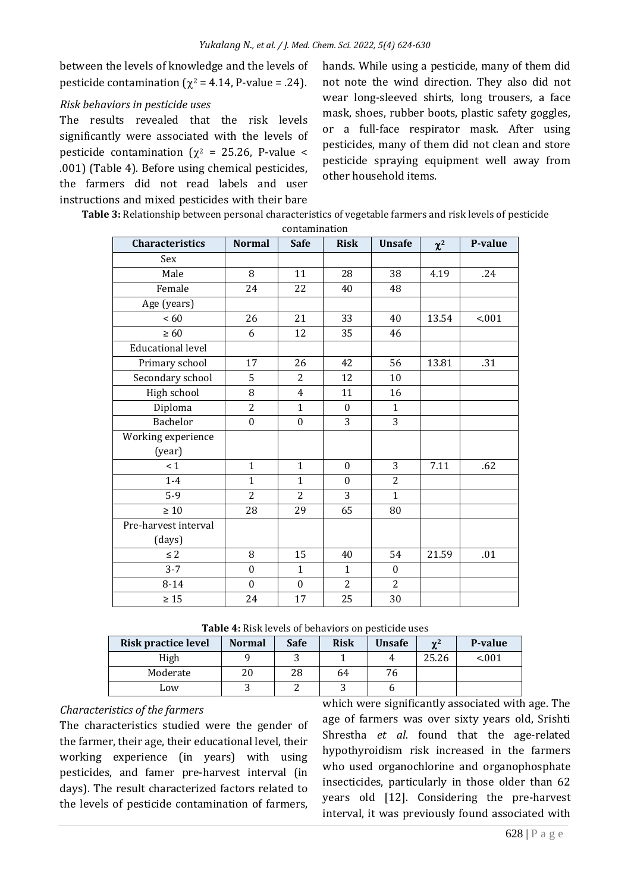between the levels of knowledge and the levels of pesticide contamination ($\chi^2$ = 4.14, P-value = .24).

*Risk behaviors in pesticide uses*

The results revealed that the risk levels significantly were associated with the levels of pesticide contamination ($\chi^2$ = 25.26, P-value < .001) (Table 4). Before using chemical pesticides, the farmers did not read labels and user instructions and mixed pesticides with their bare hands. While using a pesticide, many of them did not note the wind direction. They also did not wear long-sleeved shirts, long trousers, a face mask, shoes, rubber boots, plastic safety goggles, or a full-face respirator mask. After using pesticides, many of them did not clean and store pesticide spraying equipment well away from other household items.

**Table 3:** Relationship between personal characteristics of vegetable farmers and risk levels of pesticide contamination

| Characteristics | Normal | Safe | Risk | Unsafe | $\chi^2$ | P-value |
|---|---|---|---|---|---|---|
| Sex | | | | | | |
| Male | 8 | 11 | 28 | 38 | 4.19 | .24 |
| Female | 24 | 22 | 40 | 48 | | |
| Age (years) | | | | | | |
| < 60 | 26 | 21 | 33 | 40 | 13.54 | <.001 |
| ≥ 60 | 6 | 12 | 35 | 46 | | |
| Educational level | | | | | | |
| Primary school | 17 | 26 | 42 | 56 | 13.81 | .31 |
| Secondary school | 5 | 2 | 12 | 10 | | |
| High school | 8 | 4 | 11 | 16 | | |
| Diploma | 2 | 1 | 0 | 1 | | |
| Bachelor | 0 | 0 | 3 | 3 | | |
| Working experience (year) | | | | | | |
| < 1 | 1 | 1 | 0 | 3 | 7.11 | .62 |
| 1-4 | 1 | 1 | 0 | 2 | | |
| 5-9 | 2 | 2 | 3 | 1 | | |
| ≥ 10 | 28 | 29 | 65 | 80 | | |
| Pre-harvest interval (days) | | | | | | |
| ≤ 2 | 8 | 15 | 40 | 54 | 21.59 | .01 |
| 3-7 | 0 | 1 | 1 | 0 | | |
| 8-14 | 0 | 0 | 2 | 2 | | |
| ≥ 15 | 24 | 17 | 25 | 30 | | |

**Table 4:** Risk levels of behaviors on pesticide uses

| Risk practice level | Normal | Safe | Risk | Unsafe | $\chi^2$ | P-value |
|---|---|---|---|---|---|---|
| High | 9 | 3 | 1 | 4 | 25.26 | <.001 |
| Moderate | 20 | 28 | 64 | 76 | | |
| Low | 3 | 2 | 3 | 6 | | |

*Characteristics of the farmers*

The characteristics studied were the gender of the farmer, their age, their educational level, their working experience (in years) with using pesticides, and famer pre-harvest interval (in days). The result characterized factors related to the levels of pesticide contamination of farmers, which were significantly associated with age. The age of farmers was over sixty years old, Srishti Shrestha *et al*. found that the age-related hypothyroidism risk increased in the farmers who used organochlorine and organophosphate insecticides, particularly in those older than 62 years old [12]. Considering the pre-harvest interval, it was previously found associated with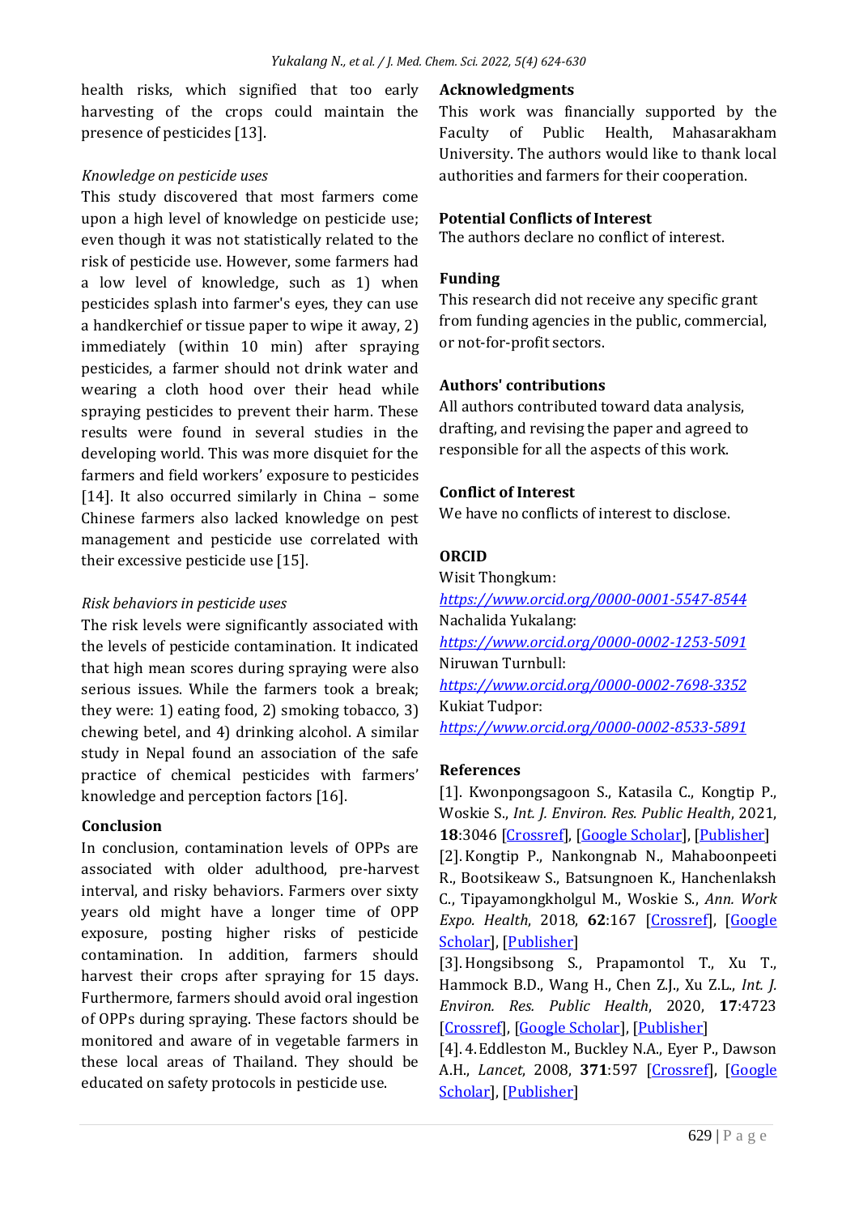health risks, which signified that too early harvesting of the crops could maintain the presence of pesticides [13].

*Knowledge on pesticide uses*

This study discovered that most farmers come upon a high level of knowledge on pesticide use; even though it was not statistically related to the risk of pesticide use. However, some farmers had a low level of knowledge, such as 1) when pesticides splash into farmer's eyes, they can use a handkerchief or tissue paper to wipe it away, 2) immediately (within 10 min) after spraying pesticides, a farmer should not drink water and wearing a cloth hood over their head while spraying pesticides to prevent their harm. These results were found in several studies in the developing world. This was more disquiet for the farmers and field workers' exposure to pesticides [14]. It also occurred similarly in China – some Chinese farmers also lacked knowledge on pest management and pesticide use correlated with their excessive pesticide use [15].

*Risk behaviors in pesticide uses*

The risk levels were significantly associated with the levels of pesticide contamination. It indicated that high mean scores during spraying were also serious issues. While the farmers took a break; they were: 1) eating food, 2) smoking tobacco, 3) chewing betel, and 4) drinking alcohol. A similar study in Nepal found an association of the safe practice of chemical pesticides with farmers' knowledge and perception factors [16].

## Conclusion

In conclusion, contamination levels of OPPs are associated with older adulthood, pre-harvest interval, and risky behaviors. Farmers over sixty years old might have a longer time of OPP exposure, posting higher risks of pesticide contamination. In addition, farmers should harvest their crops after spraying for 15 days. Furthermore, farmers should avoid oral ingestion of OPPs during spraying. These factors should be monitored and aware of in vegetable farmers in these local areas of Thailand. They should be educated on safety protocols in pesticide use.

## Acknowledgments

This work was financially supported by the Faculty of Public Health, Mahasarakham University. The authors would like to thank local authorities and farmers for their cooperation.

## Potential Conflicts of Interest

The authors declare no conflict of interest.

## Funding

This research did not receive any specific grant from funding agencies in the public, commercial, or not-for-profit sectors.

## Authors' contributions

All authors contributed toward data analysis, drafting, and revising the paper and agreed to responsible for all the aspects of this work.

## Conflict of Interest

We have no conflicts of interest to disclose.

## ORCID

Wisit Thongkum:
*https://www.orcid.org/0000-0001-5547-8544*

Nachalida Yukalang:
*https://www.orcid.org/0000-0002-1253-5091*

Niruwan Turnbull:
*https://www.orcid.org/0000-0002-7698-3352*

Kukiat Tudpor:
*https://www.orcid.org/0000-0002-8533-5891*

## References

[1]. Kwonpongsagoon S., Katasila C., Kongtip P., Woskie S., *Int. J. Environ. Res. Public Health*, 2021, **18**:3046 [Crossref], [Google Scholar], [Publisher]

[2]. Kongtip P., Nankongnab N., Mahaboonpeeti R., Bootsikeaw S., Batsungnoen K., Hanchenlaksh C., Tipayamongkholgul M., Woskie S., *Ann. Work Expo. Health*, 2018, **62**:167 [Crossref], [Google Scholar], [Publisher]

[3]. Hongsibsong S., Prapamontol T., Xu T., Hammock B.D., Wang H., Chen Z.J., Xu Z.L., *Int. J. Environ. Res. Public Health*, 2020, **17**:4723 [Crossref], [Google Scholar], [Publisher]

[4]. 4. Eddleston M., Buckley N.A., Eyer P., Dawson A.H., *Lancet*, 2008, **371**:597 [Crossref], [Google Scholar], [Publisher]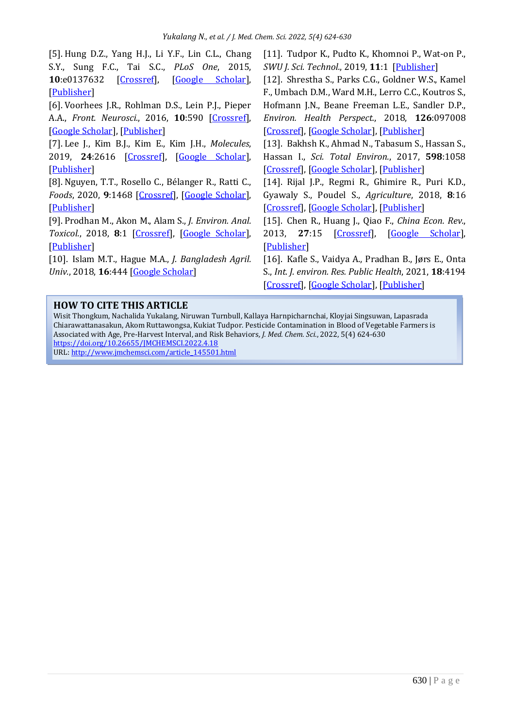[5]. Hung D.Z., Yang H.J., Li Y.F., Lin C.L., Chang S.Y., Sung F.C., Tai S.C., *PLoS One*, 2015, **10**:e0137632 [Crossref], [Google Scholar], [Publisher]

[6]. Voorhees J.R., Rohlman D.S., Lein P.J., Pieper A.A., *Front. Neurosci.*, 2016, **10**:590 [Crossref], [Google Scholar], [Publisher]

[7]. Lee J., Kim B.J., Kim E., Kim J.H., *Molecules*, 2019, **24**:2616 [Crossref], [Google Scholar], [Publisher]

[8]. Nguyen, T.T., Rosello C., Bélanger R., Ratti C., *Foods*, 2020, **9**:1468 [Crossref], [Google Scholar], [Publisher]

[9]. Prodhan M., Akon M., Alam S., *J. Environ. Anal. Toxicol.*, 2018, **8**:1 [Crossref], [Google Scholar], [Publisher]

[10]. Islam M.T., Hague M.A., *J. Bangladesh Agril. Univ.*, 2018, **16**:444 [Google Scholar]

[11]. Tudpor K., Pudto K., Khomnoi P., Wat-on P., *SWU J. Sci. Technol.*, 2019, **11**:1 [Publisher]

[12]. Shrestha S., Parks C.G., Goldner W.S., Kamel F., Umbach D.M., Ward M.H., Lerro C.C., Koutros S., Hofmann J.N., Beane Freeman L.E., Sandler D.P., *Environ. Health Perspect.*, 2018, **126**:097008 [Crossref], [Google Scholar], [Publisher]

[13]. Bakhsh K., Ahmad N., Tabasum S., Hassan S., Hassan I., *Sci. Total Environ.*, 2017, **598**:1058 [Crossref], [Google Scholar], [Publisher]

[14]. Rijal J.P., Regmi R., Ghimire R., Puri K.D., Gyawaly S., Poudel S., *Agriculture*, 2018, **8**:16 [Crossref], [Google Scholar], [Publisher]

[15]. Chen R., Huang J., Qiao F., *China Econ. Rev.*, 2013, **27**:15 [Crossref], [Google Scholar], [Publisher]

[16]. Kafle S., Vaidya A., Pradhan B., Jørs E., Onta S., *Int. J. environ. Res. Public Health*, 2021, **18**:4194 [Crossref], [Google Scholar], [Publisher]

**HOW TO CITE THIS ARTICLE**

Wisit Thongkum, Nachalida Yukalang, Niruwan Turnbull, Kallaya Harnpicharnchai, Kloyjai Singsuwan, Lapasrada Chiarawattanasakun, Akom Ruttawongsa, Kukiat Tudpor. Pesticide Contamination in Blood of Vegetable Farmers is Associated with Age, Pre-Harvest Interval, and Risk Behaviors, *J. Med. Chem. Sci.*, 2022, 5(4) 624-630

https://doi.org/10.26655/JMCHEMSCI.2022.4.18

URL: http://www.jmchemsci.com/article_145501.html